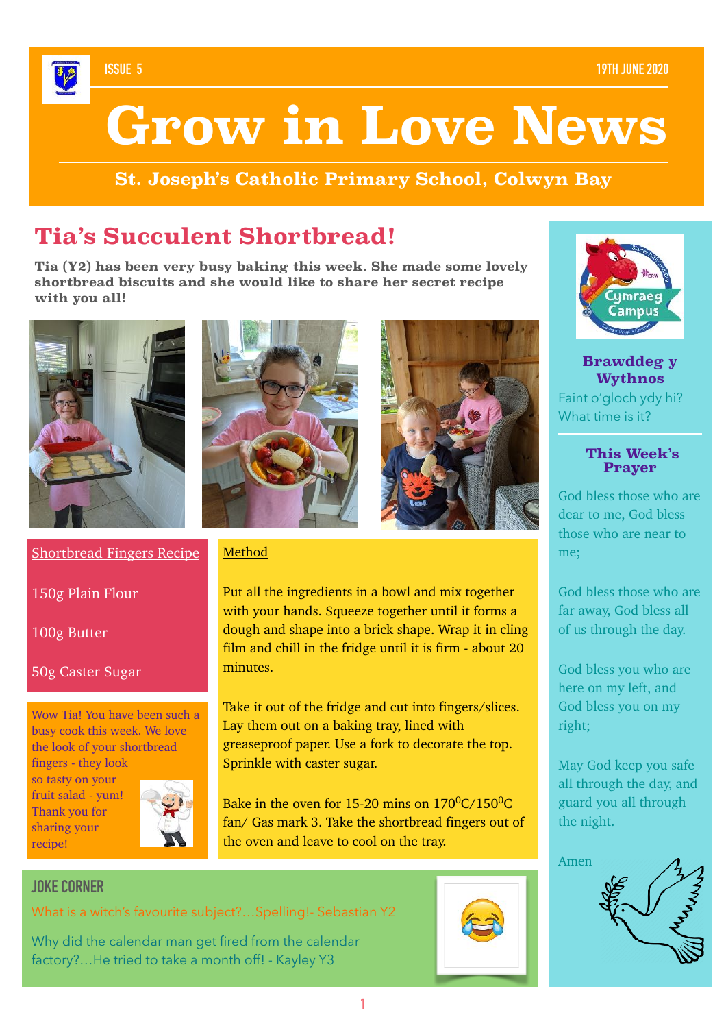ISSUE 5 — 19TH JUNE 2020

# Grow in Love News

**St. Joseph's Catholic Primary School, Colwyn Bay**

## Tia's Succulent Shortbread!

**Tia (Y2) has been very busy baking this week. She made some lovely shortbread biscuits and she would like to share her secret recipe with you all!**

### Shortbread Fingers Recipe

150g Plain Flour

100g Butter

50g Caster Sugar

### Method

Put all the ingredients in a bowl and mix together with your hands. Squeeze together until it forms a dough and shape into a brick shape. Wrap it in cling film and chill in the fridge until it is firm - about 20 minutes.

Take it out of the fridge and cut into fingers/slices. Lay them out on a baking tray, lined with greaseproof paper. Use a fork to decorate the top. Sprinkle with caster sugar.

Bake in the oven for 15-20 mins on $170^0$C/$150^0$C fan/ Gas mark 3. Take the shortbread fingers out of the oven and leave to cool on the tray.

Wow Tia! You have been such a busy cook this week. We love the look of your shortbread fingers - they look so tasty on your fruit salad - yum! Thank you for sharing your recipe!

## JOKE CORNER

What is a witch's favourite subject?...Spelling!- Sebastian Y2

Why did the calendar man get fired from the calendar factory?...He tried to take a month off! - Kayley Y3

---

**Brawddeg y Wythnos**

Faint o'gloch ydy hi?
What time is it?

**This Week's Prayer**

God bless those who are dear to me, God bless those who are near to me;

God bless those who are far away, God bless all of us through the day.

God bless you who are here on my left, and God bless you on my right;

May God keep you safe all through the day, and guard you all through the night.

Amen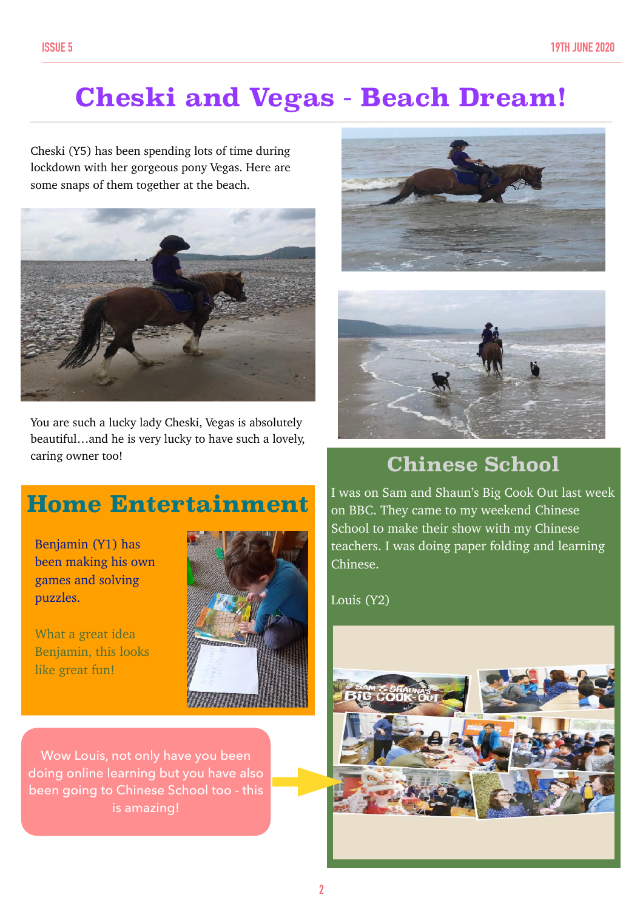# Cheski and Vegas - Beach Dream!

Cheski (Y5) has been spending lots of time during lockdown with her gorgeous pony Vegas. Here are some snaps of them together at the beach.

You are such a lucky lady Cheski, Vegas is absolutely beautiful…and he is very lucky to have such a lovely, caring owner too!

## Chinese School

I was on Sam and Shaun's Big Cook Out last week on BBC. They came to my weekend Chinese School to make their show with my Chinese teachers. I was doing paper folding and learning Chinese.

Louis (Y2)

## Home Entertainment

Benjamin (Y1) has been making his own games and solving puzzles.

What a great idea Benjamin, this looks like great fun!

Wow Louis, not only have you been doing online learning but you have also been going to Chinese School too - this is amazing!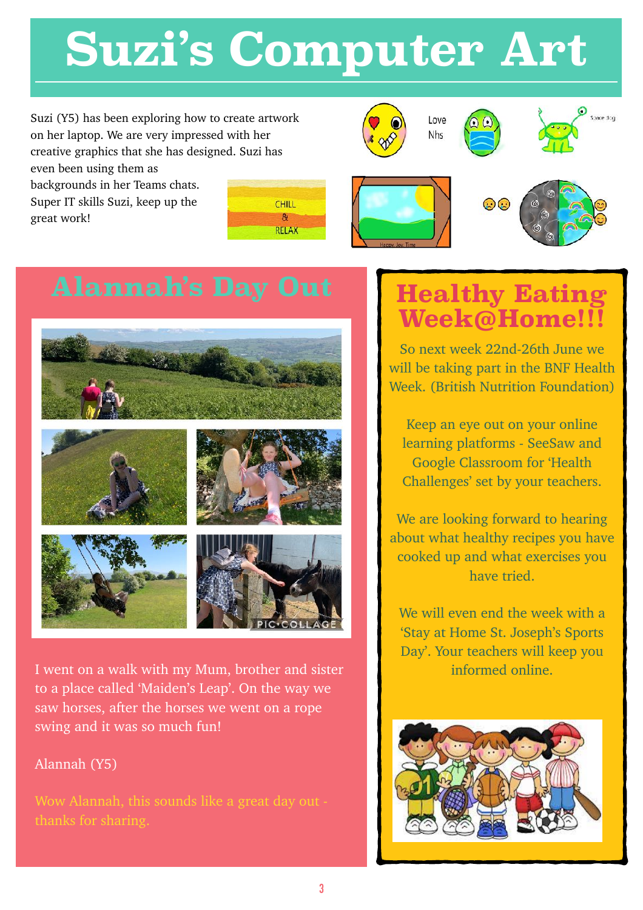# Suzi's Computer Art

Suzi (Y5) has been exploring how to create artwork on her laptop. We are very impressed with her creative graphics that she has designed. Suzi has even been using them as backgrounds in her Teams chats. Super IT skills Suzi, keep up the great work!

## Alannah's Day Out

I went on a walk with my Mum, brother and sister to a place called 'Maiden's Leap'. On the way we saw horses, after the horses we went on a rope swing and it was so much fun!

Alannah (Y5)

Wow Alannah, this sounds like a great day out - thanks for sharing.

## Healthy Eating Week@Home!!!

So next week 22nd-26th June we will be taking part in the BNF Health Week. (British Nutrition Foundation)

Keep an eye out on your online learning platforms - SeeSaw and Google Classroom for 'Health Challenges' set by your teachers.

We are looking forward to hearing about what healthy recipes you have cooked up and what exercises you have tried.

We will even end the week with a 'Stay at Home St. Joseph's Sports Day'. Your teachers will keep you informed online.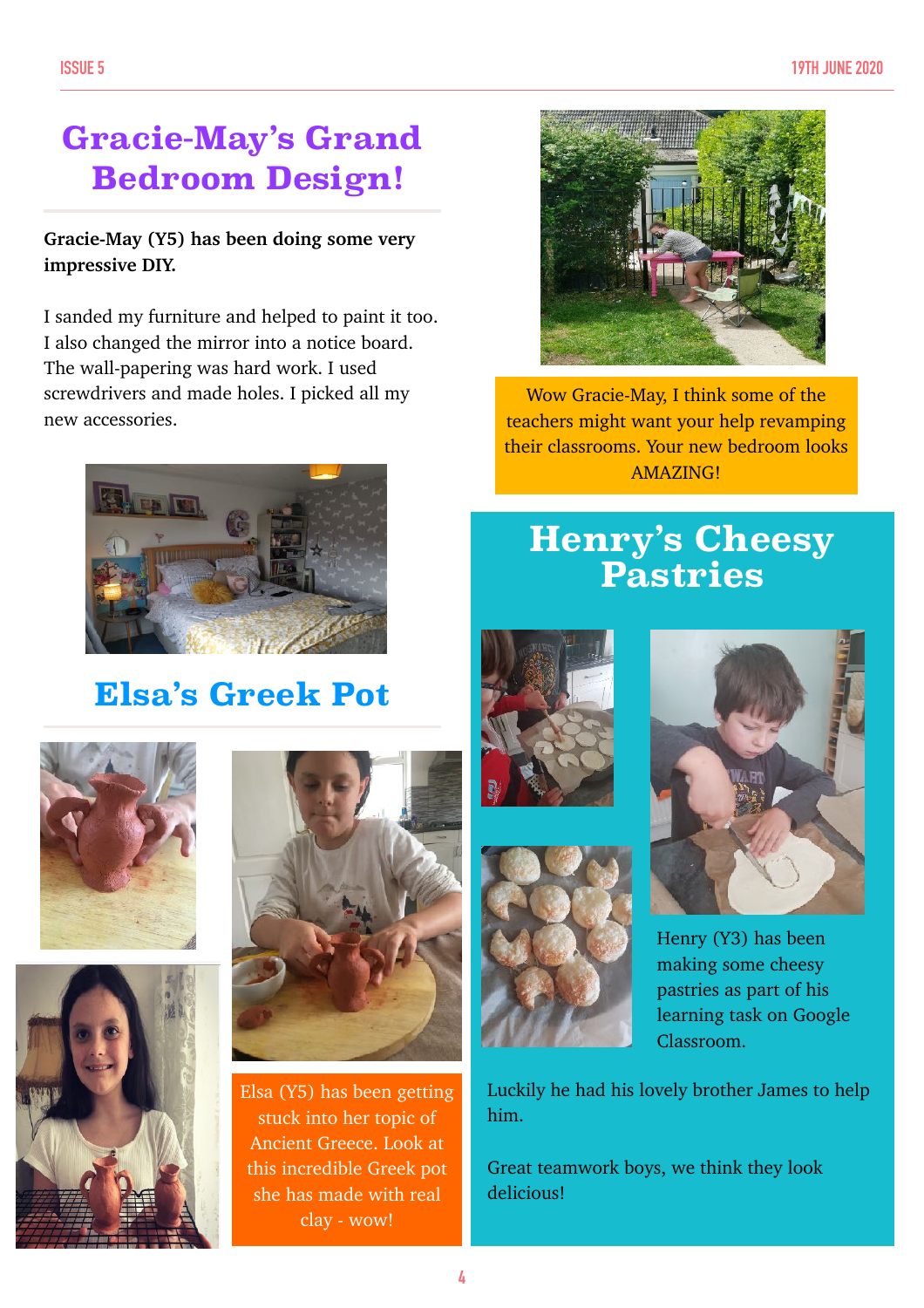# Gracie-May's Grand Bedroom Design!

**Gracie-May (Y5) has been doing some very impressive DIY.**

I sanded my furniture and helped to paint it too. I also changed the mirror into a notice board. The wall-papering was hard work. I used screwdrivers and made holes. I picked all my new accessories.

Wow Gracie-May, I think some of the teachers might want your help revamping their classrooms. Your new bedroom looks AMAZING!

# Elsa's Greek Pot

Elsa (Y5) has been getting stuck into her topic of Ancient Greece. Look at this incredible Greek pot she has made with real clay - wow!

# Henry's Cheesy Pastries

Henry (Y3) has been making some cheesy pastries as part of his learning task on Google Classroom.

Luckily he had his lovely brother James to help him.

Great teamwork boys, we think they look delicious!